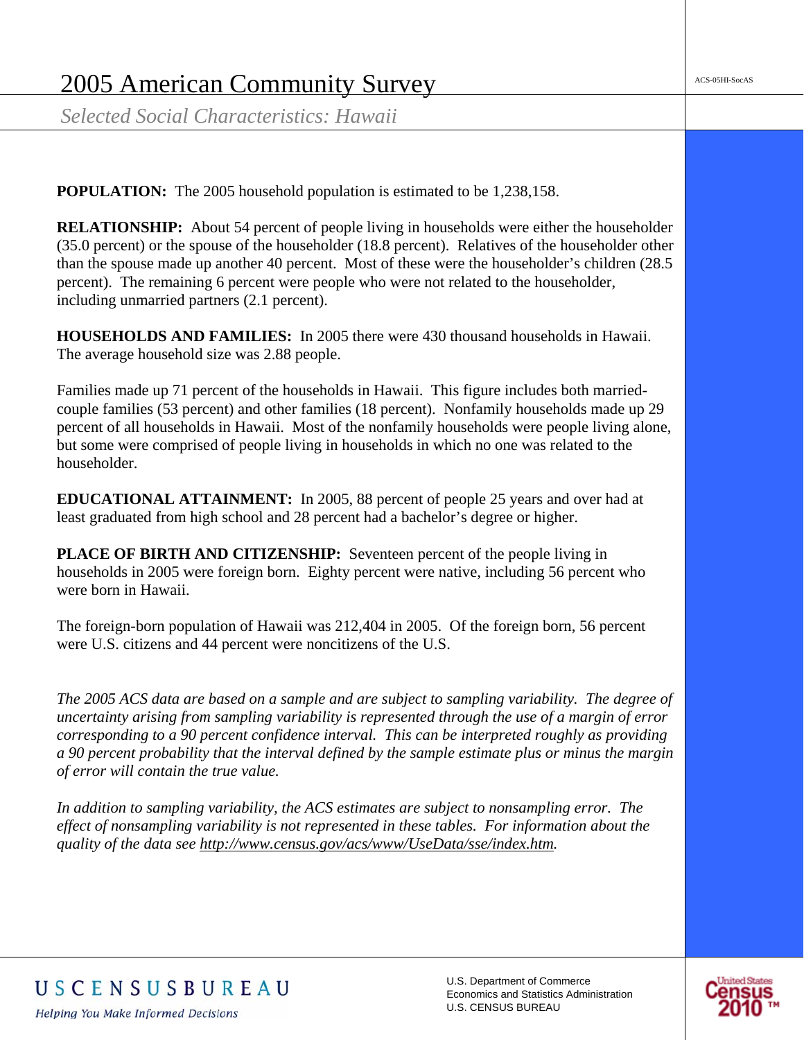# 2005 American Community Survey

*Selected Social Characteristics: Hawaii*

**POPULATION:** The 2005 household population is estimated to be 1,238,158.

**RELATIONSHIP:** About 54 percent of people living in households were either the householder (35.0 percent) or the spouse of the householder (18.8 percent). Relatives of the householder other than the spouse made up another 40 percent. Most of these were the householder's children (28.5 percent). The remaining 6 percent were people who were not related to the householder, including unmarried partners (2.1 percent).

**HOUSEHOLDS AND FAMILIES:** In 2005 there were 430 thousand households in Hawaii. The average household size was 2.88 people.

Families made up 71 percent of the households in Hawaii. This figure includes both married-couple families (53 percent) and other families (18 percent). Nonfamily households made up 29 percent of all households in Hawaii. Most of the nonfamily households were people living alone, but some were comprised of people living in households in which no one was related to the householder.

**EDUCATIONAL ATTAINMENT:** In 2005, 88 percent of people 25 years and over had at least graduated from high school and 28 percent had a bachelor's degree or higher.

**PLACE OF BIRTH AND CITIZENSHIP:** Seventeen percent of the people living in households in 2005 were foreign born. Eighty percent were native, including 56 percent who were born in Hawaii.

The foreign-born population of Hawaii was 212,404 in 2005. Of the foreign born, 56 percent were U.S. citizens and 44 percent were noncitizens of the U.S.

*The 2005 ACS data are based on a sample and are subject to sampling variability. The degree of uncertainty arising from sampling variability is represented through the use of a margin of error corresponding to a 90 percent confidence interval. This can be interpreted roughly as providing a 90 percent probability that the interval defined by the sample estimate plus or minus the margin of error will contain the true value.*

*In addition to sampling variability, the ACS estimates are subject to nonsampling error. The effect of nonsampling variability is not represented in these tables. For information about the quality of the data see http://www.census.gov/acs/www/UseData/sse/index.htm.*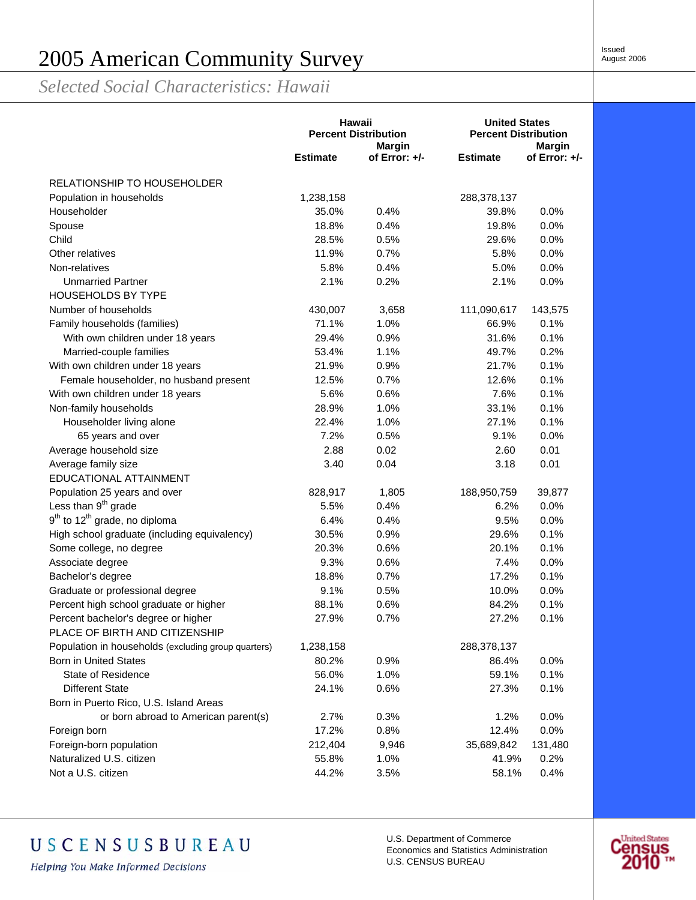# 2005 American Community Survey

Issued
August 2006

## *Selected Social Characteristics: Hawaii*

| | Hawaii Percent Distribution | | United States Percent Distribution | |
|---|---|---|---|---|
| | Estimate | Margin of Error: +/- | Estimate | Margin of Error: +/- |
| RELATIONSHIP TO HOUSEHOLDER | | | | |
| Population in households | 1,238,158 | | 288,378,137 | |
| Householder | 35.0% | 0.4% | 39.8% | 0.0% |
| Spouse | 18.8% | 0.4% | 19.8% | 0.0% |
| Child | 28.5% | 0.5% | 29.6% | 0.0% |
| Other relatives | 11.9% | 0.7% | 5.8% | 0.0% |
| Non-relatives | 5.8% | 0.4% | 5.0% | 0.0% |
| Unmarried Partner | 2.1% | 0.2% | 2.1% | 0.0% |
| HOUSEHOLDS BY TYPE | | | | |
| Number of households | 430,007 | 3,658 | 111,090,617 | 143,575 |
| Family households (families) | 71.1% | 1.0% | 66.9% | 0.1% |
| With own children under 18 years | 29.4% | 0.9% | 31.6% | 0.1% |
| Married-couple families | 53.4% | 1.1% | 49.7% | 0.2% |
| With own children under 18 years | 21.9% | 0.9% | 21.7% | 0.1% |
| Female householder, no husband present | 12.5% | 0.7% | 12.6% | 0.1% |
| With own children under 18 years | 5.6% | 0.6% | 7.6% | 0.1% |
| Non-family households | 28.9% | 1.0% | 33.1% | 0.1% |
| Householder living alone | 22.4% | 1.0% | 27.1% | 0.1% |
| 65 years and over | 7.2% | 0.5% | 9.1% | 0.0% |
| Average household size | 2.88 | 0.02 | 2.60 | 0.01 |
| Average family size | 3.40 | 0.04 | 3.18 | 0.01 |
| EDUCATIONAL ATTAINMENT | | | | |
| Population 25 years and over | 828,917 | 1,805 | 188,950,759 | 39,877 |
| Less than 9th grade | 5.5% | 0.4% | 6.2% | 0.0% |
| 9th to 12th grade, no diploma | 6.4% | 0.4% | 9.5% | 0.0% |
| High school graduate (including equivalency) | 30.5% | 0.9% | 29.6% | 0.1% |
| Some college, no degree | 20.3% | 0.6% | 20.1% | 0.1% |
| Associate degree | 9.3% | 0.6% | 7.4% | 0.0% |
| Bachelor's degree | 18.8% | 0.7% | 17.2% | 0.1% |
| Graduate or professional degree | 9.1% | 0.5% | 10.0% | 0.0% |
| Percent high school graduate or higher | 88.1% | 0.6% | 84.2% | 0.1% |
| Percent bachelor's degree or higher | 27.9% | 0.7% | 27.2% | 0.1% |
| PLACE OF BIRTH AND CITIZENSHIP | | | | |
| Population in households (excluding group quarters) | 1,238,158 | | 288,378,137 | |
| Born in United States | 80.2% | 0.9% | 86.4% | 0.0% |
| State of Residence | 56.0% | 1.0% | 59.1% | 0.1% |
| Different State | 24.1% | 0.6% | 27.3% | 0.1% |
| Born in Puerto Rico, U.S. Island Areas or born abroad to American parent(s) | 2.7% | 0.3% | 1.2% | 0.0% |
| Foreign born | 17.2% | 0.8% | 12.4% | 0.0% |
| Foreign-born population | 212,404 | 9,946 | 35,689,842 | 131,480 |
| Naturalized U.S. citizen | 55.8% | 1.0% | 41.9% | 0.2% |
| Not a U.S. citizen | 44.2% | 3.5% | 58.1% | 0.4% |

USCENSUSBUREAU
*Helping You Make Informed Decisions*

U.S. Department of Commerce
Economics and Statistics Administration
U.S. CENSUS BUREAU

United States Census 2010